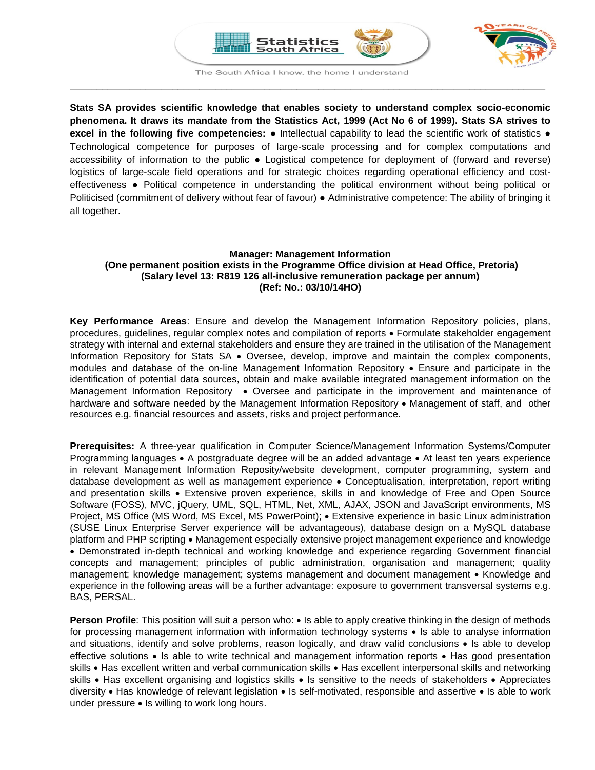The South Africa I know, the home I understand

**Stats SA provides scientific knowledge that enables society to understand complex socio-economic phenomena. It draws its mandate from the Statistics Act, 1999 (Act No 6 of 1999). Stats SA strives to excel in the following five competencies:** ● Intellectual capability to lead the scientific work of statistics ● Technological competence for purposes of large-scale processing and for complex computations and accessibility of information to the public ● Logistical competence for deployment of (forward and reverse) logistics of large-scale field operations and for strategic choices regarding operational efficiency and cost-effectiveness ● Political competence in understanding the political environment without being political or Politicised (commitment of delivery without fear of favour) ● Administrative competence: The ability of bringing it all together.

**Manager: Management Information**
**(One permanent position exists in the Programme Office division at Head Office, Pretoria)**
**(Salary level 13: R819 126 all-inclusive remuneration package per annum)**
**(Ref: No.: 03/10/14HO)**

**Key Performance Areas**: Ensure and develop the Management Information Repository policies, plans, procedures, guidelines, regular complex notes and compilation of reports • Formulate stakeholder engagement strategy with internal and external stakeholders and ensure they are trained in the utilisation of the Management Information Repository for Stats SA • Oversee, develop, improve and maintain the complex components, modules and database of the on-line Management Information Repository • Ensure and participate in the identification of potential data sources, obtain and make available integrated management information on the Management Information Repository • Oversee and participate in the improvement and maintenance of hardware and software needed by the Management Information Repository • Management of staff, and other resources e.g. financial resources and assets, risks and project performance.

**Prerequisites:** A three-year qualification in Computer Science/Management Information Systems/Computer Programming languages • A postgraduate degree will be an added advantage • At least ten years experience in relevant Management Information Reposity/website development, computer programming, system and database development as well as management experience • Conceptualisation, interpretation, report writing and presentation skills • Extensive proven experience, skills in and knowledge of Free and Open Source Software (FOSS), MVC, jQuery, UML, SQL, HTML, Net, XML, AJAX, JSON and JavaScript environments, MS Project, MS Office (MS Word, MS Excel, MS PowerPoint); • Extensive experience in basic Linux administration (SUSE Linux Enterprise Server experience will be advantageous), database design on a MySQL database platform and PHP scripting • Management especially extensive project management experience and knowledge • Demonstrated in-depth technical and working knowledge and experience regarding Government financial concepts and management; principles of public administration, organisation and management; quality management; knowledge management; systems management and document management • Knowledge and experience in the following areas will be a further advantage: exposure to government transversal systems e.g. BAS, PERSAL.

**Person Profile**: This position will suit a person who: • Is able to apply creative thinking in the design of methods for processing management information with information technology systems • Is able to analyse information and situations, identify and solve problems, reason logically, and draw valid conclusions • Is able to develop effective solutions • Is able to write technical and management information reports • Has good presentation skills • Has excellent written and verbal communication skills • Has excellent interpersonal skills and networking skills • Has excellent organising and logistics skills • Is sensitive to the needs of stakeholders • Appreciates diversity • Has knowledge of relevant legislation • Is self-motivated, responsible and assertive • Is able to work under pressure • Is willing to work long hours.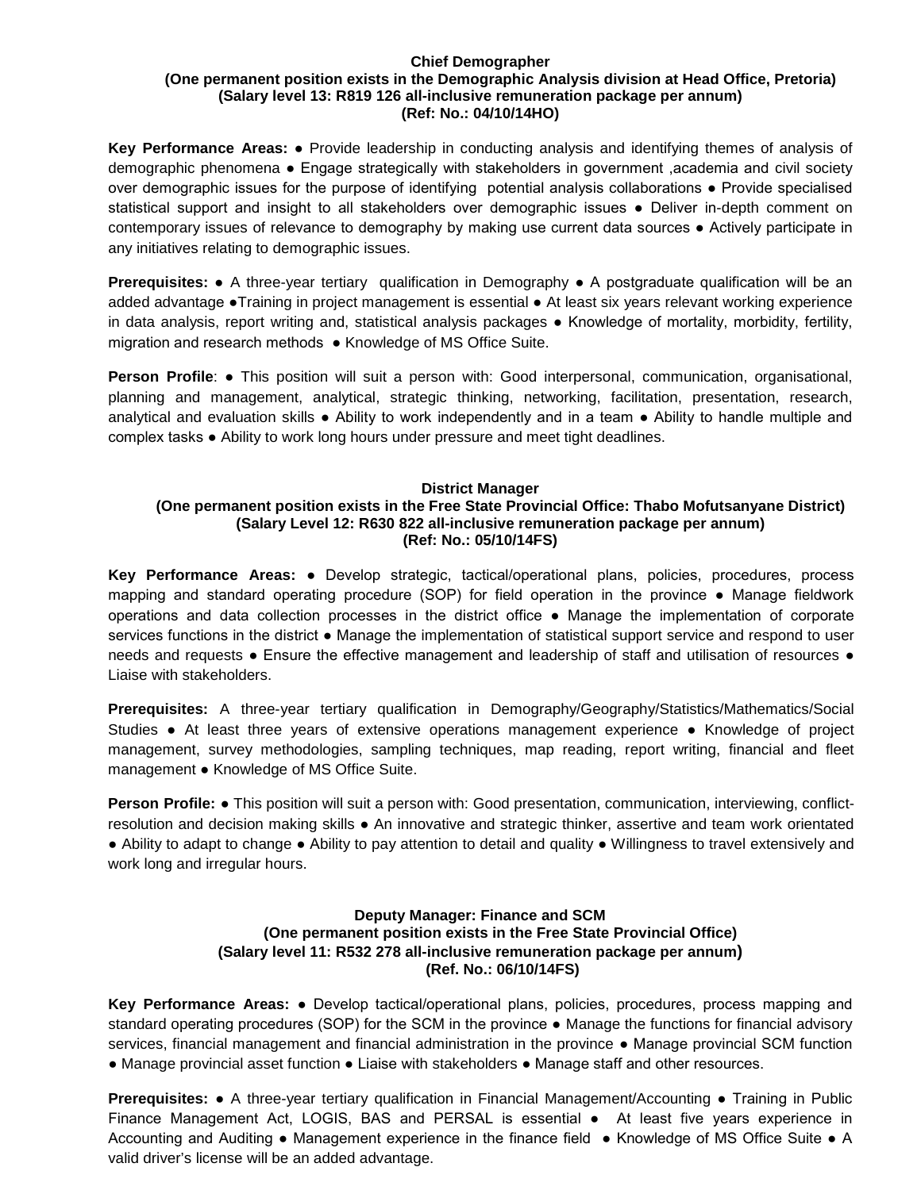**Chief Demographer**
**(One permanent position exists in the Demographic Analysis division at Head Office, Pretoria)**
**(Salary level 13: R819 126 all-inclusive remuneration package per annum)**
**(Ref: No.: 04/10/14HO)**

**Key Performance Areas:** ● Provide leadership in conducting analysis and identifying themes of analysis of demographic phenomena ● Engage strategically with stakeholders in government ,academia and civil society over demographic issues for the purpose of identifying potential analysis collaborations ● Provide specialised statistical support and insight to all stakeholders over demographic issues ● Deliver in-depth comment on contemporary issues of relevance to demography by making use current data sources ● Actively participate in any initiatives relating to demographic issues.

**Prerequisites:** ● A three-year tertiary qualification in Demography ● A postgraduate qualification will be an added advantage ●Training in project management is essential ● At least six years relevant working experience in data analysis, report writing and, statistical analysis packages ● Knowledge of mortality, morbidity, fertility, migration and research methods ● Knowledge of MS Office Suite.

**Person Profile**: ● This position will suit a person with: Good interpersonal, communication, organisational, planning and management, analytical, strategic thinking, networking, facilitation, presentation, research, analytical and evaluation skills ● Ability to work independently and in a team ● Ability to handle multiple and complex tasks ● Ability to work long hours under pressure and meet tight deadlines.

**District Manager**
**(One permanent position exists in the Free State Provincial Office: Thabo Mofutsanyane District)**
**(Salary Level 12: R630 822 all-inclusive remuneration package per annum)**
**(Ref: No.: 05/10/14FS)**

**Key Performance Areas:** ● Develop strategic, tactical/operational plans, policies, procedures, process mapping and standard operating procedure (SOP) for field operation in the province ● Manage fieldwork operations and data collection processes in the district office ● Manage the implementation of corporate services functions in the district ● Manage the implementation of statistical support service and respond to user needs and requests ● Ensure the effective management and leadership of staff and utilisation of resources ● Liaise with stakeholders.

**Prerequisites:** A three-year tertiary qualification in Demography/Geography/Statistics/Mathematics/Social Studies ● At least three years of extensive operations management experience ● Knowledge of project management, survey methodologies, sampling techniques, map reading, report writing, financial and fleet management ● Knowledge of MS Office Suite.

**Person Profile:** ● This position will suit a person with: Good presentation, communication, interviewing, conflict-resolution and decision making skills ● An innovative and strategic thinker, assertive and team work orientated ● Ability to adapt to change ● Ability to pay attention to detail and quality ● Willingness to travel extensively and work long and irregular hours.

**Deputy Manager: Finance and SCM**
**(One permanent position exists in the Free State Provincial Office)**
**(Salary level 11: R532 278 all-inclusive remuneration package per annum)**
**(Ref. No.: 06/10/14FS)**

**Key Performance Areas:** ● Develop tactical/operational plans, policies, procedures, process mapping and standard operating procedures (SOP) for the SCM in the province ● Manage the functions for financial advisory services, financial management and financial administration in the province ● Manage provincial SCM function ● Manage provincial asset function ● Liaise with stakeholders ● Manage staff and other resources.

**Prerequisites:** ● A three-year tertiary qualification in Financial Management/Accounting ● Training in Public Finance Management Act, LOGIS, BAS and PERSAL is essential ● At least five years experience in Accounting and Auditing ● Management experience in the finance field ● Knowledge of MS Office Suite ● A valid driver's license will be an added advantage.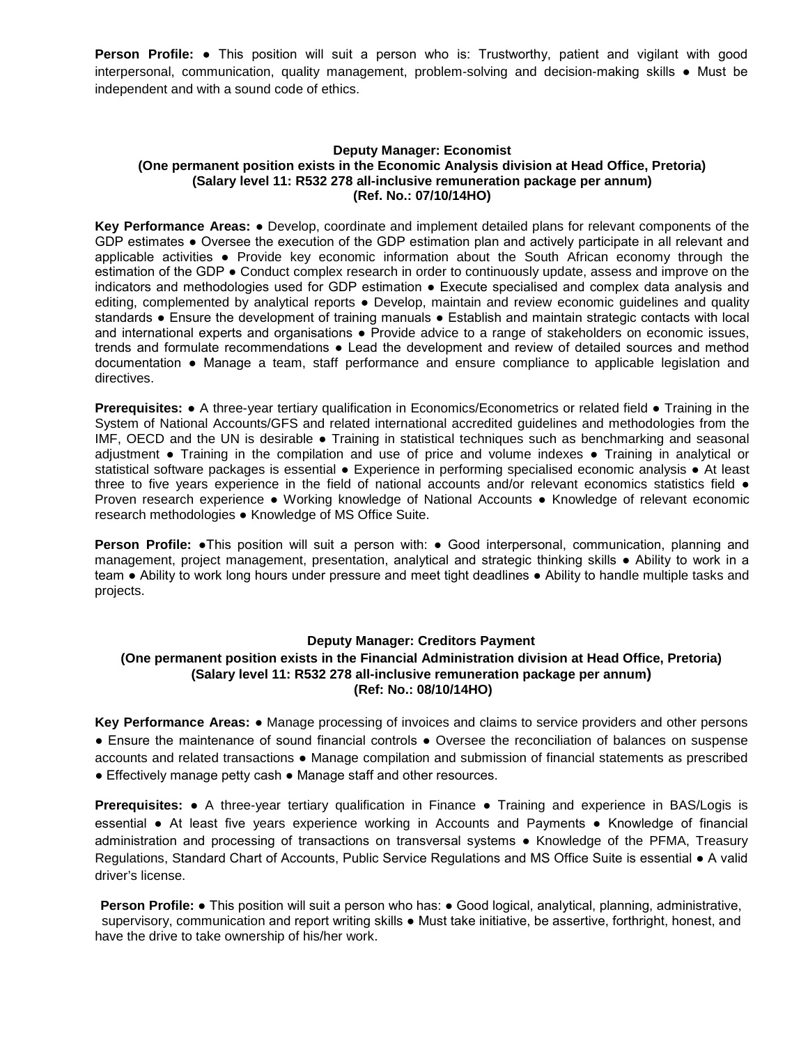**Person Profile:** ● This position will suit a person who is: Trustworthy, patient and vigilant with good interpersonal, communication, quality management, problem-solving and decision-making skills ● Must be independent and with a sound code of ethics.

### Deputy Manager: Economist

**(One permanent position exists in the Economic Analysis division at Head Office, Pretoria)**
**(Salary level 11: R532 278 all-inclusive remuneration package per annum)**
**(Ref. No.: 07/10/14HO)**

**Key Performance Areas:** ● Develop, coordinate and implement detailed plans for relevant components of the GDP estimates ● Oversee the execution of the GDP estimation plan and actively participate in all relevant and applicable activities ● Provide key economic information about the South African economy through the estimation of the GDP ● Conduct complex research in order to continuously update, assess and improve on the indicators and methodologies used for GDP estimation ● Execute specialised and complex data analysis and editing, complemented by analytical reports ● Develop, maintain and review economic guidelines and quality standards ● Ensure the development of training manuals ● Establish and maintain strategic contacts with local and international experts and organisations ● Provide advice to a range of stakeholders on economic issues, trends and formulate recommendations ● Lead the development and review of detailed sources and method documentation ● Manage a team, staff performance and ensure compliance to applicable legislation and directives.

**Prerequisites:** ● A three-year tertiary qualification in Economics/Econometrics or related field ● Training in the System of National Accounts/GFS and related international accredited guidelines and methodologies from the IMF, OECD and the UN is desirable ● Training in statistical techniques such as benchmarking and seasonal adjustment ● Training in the compilation and use of price and volume indexes ● Training in analytical or statistical software packages is essential ● Experience in performing specialised economic analysis ● At least three to five years experience in the field of national accounts and/or relevant economics statistics field ● Proven research experience ● Working knowledge of National Accounts ● Knowledge of relevant economic research methodologies ● Knowledge of MS Office Suite.

**Person Profile:** ●This position will suit a person with: ● Good interpersonal, communication, planning and management, project management, presentation, analytical and strategic thinking skills ● Ability to work in a team ● Ability to work long hours under pressure and meet tight deadlines ● Ability to handle multiple tasks and projects.

### Deputy Manager: Creditors Payment

**(One permanent position exists in the Financial Administration division at Head Office, Pretoria)**
**(Salary level 11: R532 278 all-inclusive remuneration package per annum)**
**(Ref: No.: 08/10/14HO)**

**Key Performance Areas:** ● Manage processing of invoices and claims to service providers and other persons ● Ensure the maintenance of sound financial controls ● Oversee the reconciliation of balances on suspense accounts and related transactions ● Manage compilation and submission of financial statements as prescribed ● Effectively manage petty cash ● Manage staff and other resources.

**Prerequisites:** ● A three-year tertiary qualification in Finance ● Training and experience in BAS/Logis is essential ● At least five years experience working in Accounts and Payments ● Knowledge of financial administration and processing of transactions on transversal systems ● Knowledge of the PFMA, Treasury Regulations, Standard Chart of Accounts, Public Service Regulations and MS Office Suite is essential ● A valid driver's license.

**Person Profile:** ● This position will suit a person who has: ● Good logical, analytical, planning, administrative, supervisory, communication and report writing skills ● Must take initiative, be assertive, forthright, honest, and have the drive to take ownership of his/her work.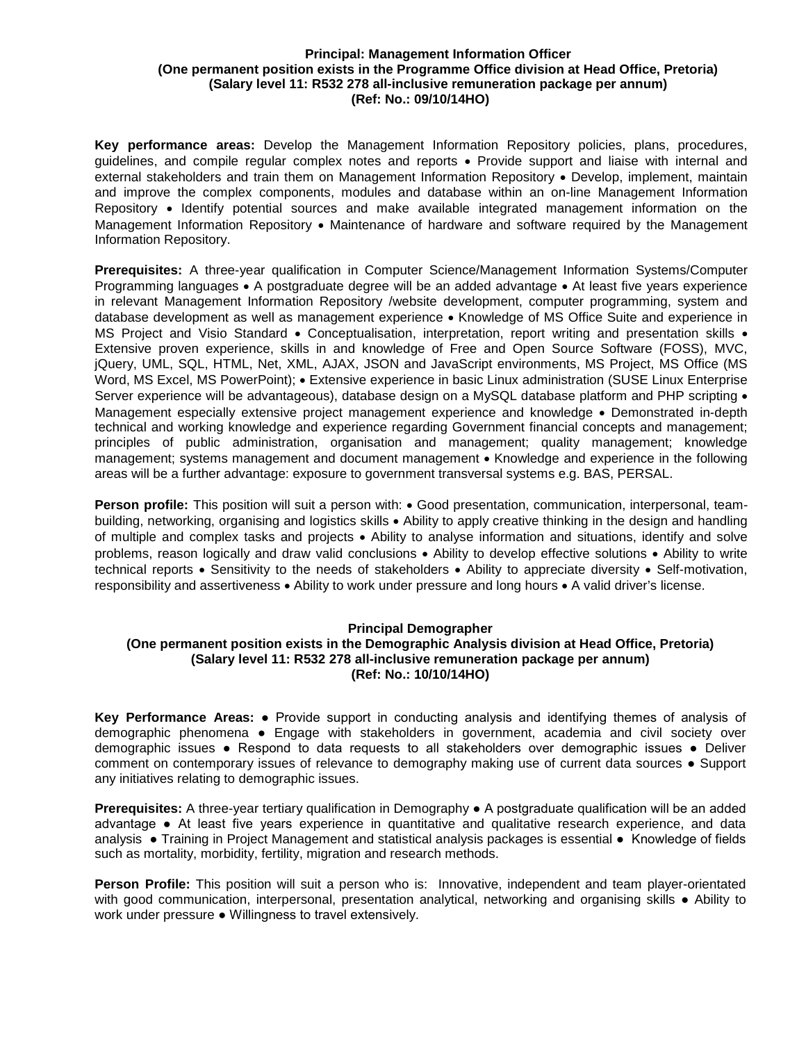**Principal: Management Information Officer**
**(One permanent position exists in the Programme Office division at Head Office, Pretoria)**
**(Salary level 11: R532 278 all-inclusive remuneration package per annum)**
**(Ref: No.: 09/10/14HO)**

**Key performance areas:** Develop the Management Information Repository policies, plans, procedures, guidelines, and compile regular complex notes and reports • Provide support and liaise with internal and external stakeholders and train them on Management Information Repository • Develop, implement, maintain and improve the complex components, modules and database within an on-line Management Information Repository • Identify potential sources and make available integrated management information on the Management Information Repository • Maintenance of hardware and software required by the Management Information Repository.

**Prerequisites:** A three-year qualification in Computer Science/Management Information Systems/Computer Programming languages • A postgraduate degree will be an added advantage • At least five years experience in relevant Management Information Repository /website development, computer programming, system and database development as well as management experience • Knowledge of MS Office Suite and experience in MS Project and Visio Standard • Conceptualisation, interpretation, report writing and presentation skills • Extensive proven experience, skills in and knowledge of Free and Open Source Software (FOSS), MVC, jQuery, UML, SQL, HTML, Net, XML, AJAX, JSON and JavaScript environments, MS Project, MS Office (MS Word, MS Excel, MS PowerPoint); • Extensive experience in basic Linux administration (SUSE Linux Enterprise Server experience will be advantageous), database design on a MySQL database platform and PHP scripting • Management especially extensive project management experience and knowledge • Demonstrated in-depth technical and working knowledge and experience regarding Government financial concepts and management; principles of public administration, organisation and management; quality management; knowledge management; systems management and document management • Knowledge and experience in the following areas will be a further advantage: exposure to government transversal systems e.g. BAS, PERSAL.

**Person profile:** This position will suit a person with: • Good presentation, communication, interpersonal, team-building, networking, organising and logistics skills • Ability to apply creative thinking in the design and handling of multiple and complex tasks and projects • Ability to analyse information and situations, identify and solve problems, reason logically and draw valid conclusions • Ability to develop effective solutions • Ability to write technical reports • Sensitivity to the needs of stakeholders • Ability to appreciate diversity • Self-motivation, responsibility and assertiveness • Ability to work under pressure and long hours • A valid driver's license.

**Principal Demographer**
**(One permanent position exists in the Demographic Analysis division at Head Office, Pretoria)**
**(Salary level 11: R532 278 all-inclusive remuneration package per annum)**
**(Ref: No.: 10/10/14HO)**

**Key Performance Areas:** ● Provide support in conducting analysis and identifying themes of analysis of demographic phenomena ● Engage with stakeholders in government, academia and civil society over demographic issues ● Respond to data requests to all stakeholders over demographic issues ● Deliver comment on contemporary issues of relevance to demography making use of current data sources ● Support any initiatives relating to demographic issues.

**Prerequisites:** A three-year tertiary qualification in Demography ● A postgraduate qualification will be an added advantage ● At least five years experience in quantitative and qualitative research experience, and data analysis ● Training in Project Management and statistical analysis packages is essential ● Knowledge of fields such as mortality, morbidity, fertility, migration and research methods.

**Person Profile:** This position will suit a person who is: Innovative, independent and team player-orientated with good communication, interpersonal, presentation analytical, networking and organising skills ● Ability to work under pressure ● Willingness to travel extensively.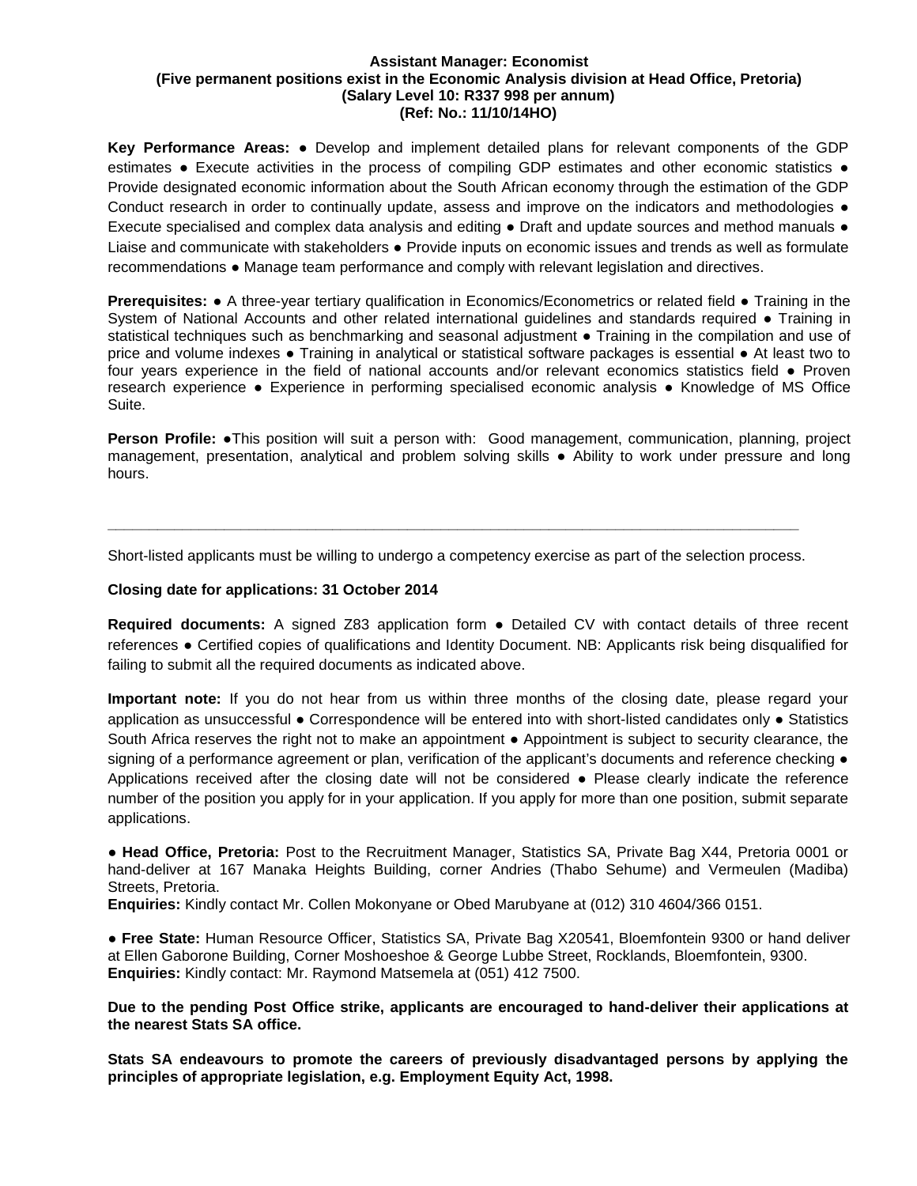**Assistant Manager: Economist**
**(Five permanent positions exist in the Economic Analysis division at Head Office, Pretoria)**
**(Salary Level 10: R337 998 per annum)**
**(Ref: No.: 11/10/14HO)**

**Key Performance Areas:** ● Develop and implement detailed plans for relevant components of the GDP estimates ● Execute activities in the process of compiling GDP estimates and other economic statistics ● Provide designated economic information about the South African economy through the estimation of the GDP Conduct research in order to continually update, assess and improve on the indicators and methodologies ● Execute specialised and complex data analysis and editing ● Draft and update sources and method manuals ● Liaise and communicate with stakeholders ● Provide inputs on economic issues and trends as well as formulate recommendations ● Manage team performance and comply with relevant legislation and directives.

**Prerequisites:** ● A three-year tertiary qualification in Economics/Econometrics or related field ● Training in the System of National Accounts and other related international guidelines and standards required ● Training in statistical techniques such as benchmarking and seasonal adjustment ● Training in the compilation and use of price and volume indexes ● Training in analytical or statistical software packages is essential ● At least two to four years experience in the field of national accounts and/or relevant economics statistics field ● Proven research experience ● Experience in performing specialised economic analysis ● Knowledge of MS Office Suite.

**Person Profile:** ●This position will suit a person with: Good management, communication, planning, project management, presentation, analytical and problem solving skills ● Ability to work under pressure and long hours.

---

Short-listed applicants must be willing to undergo a competency exercise as part of the selection process.

**Closing date for applications: 31 October 2014**

**Required documents:** A signed Z83 application form ● Detailed CV with contact details of three recent references ● Certified copies of qualifications and Identity Document. NB: Applicants risk being disqualified for failing to submit all the required documents as indicated above.

**Important note:** If you do not hear from us within three months of the closing date, please regard your application as unsuccessful ● Correspondence will be entered into with short-listed candidates only ● Statistics South Africa reserves the right not to make an appointment ● Appointment is subject to security clearance, the signing of a performance agreement or plan, verification of the applicant's documents and reference checking ● Applications received after the closing date will not be considered ● Please clearly indicate the reference number of the position you apply for in your application. If you apply for more than one position, submit separate applications.

● **Head Office, Pretoria:** Post to the Recruitment Manager, Statistics SA, Private Bag X44, Pretoria 0001 or hand-deliver at 167 Manaka Heights Building, corner Andries (Thabo Sehume) and Vermeulen (Madiba) Streets, Pretoria.
**Enquiries:** Kindly contact Mr. Collen Mokonyane or Obed Marubyane at (012) 310 4604/366 0151.

● **Free State:** Human Resource Officer, Statistics SA, Private Bag X20541, Bloemfontein 9300 or hand deliver at Ellen Gaborone Building, Corner Moshoeshoe & George Lubbe Street, Rocklands, Bloemfontein, 9300.
**Enquiries:** Kindly contact: Mr. Raymond Matsemela at (051) 412 7500.

**Due to the pending Post Office strike, applicants are encouraged to hand-deliver their applications at the nearest Stats SA office.**

**Stats SA endeavours to promote the careers of previously disadvantaged persons by applying the principles of appropriate legislation, e.g. Employment Equity Act, 1998.**